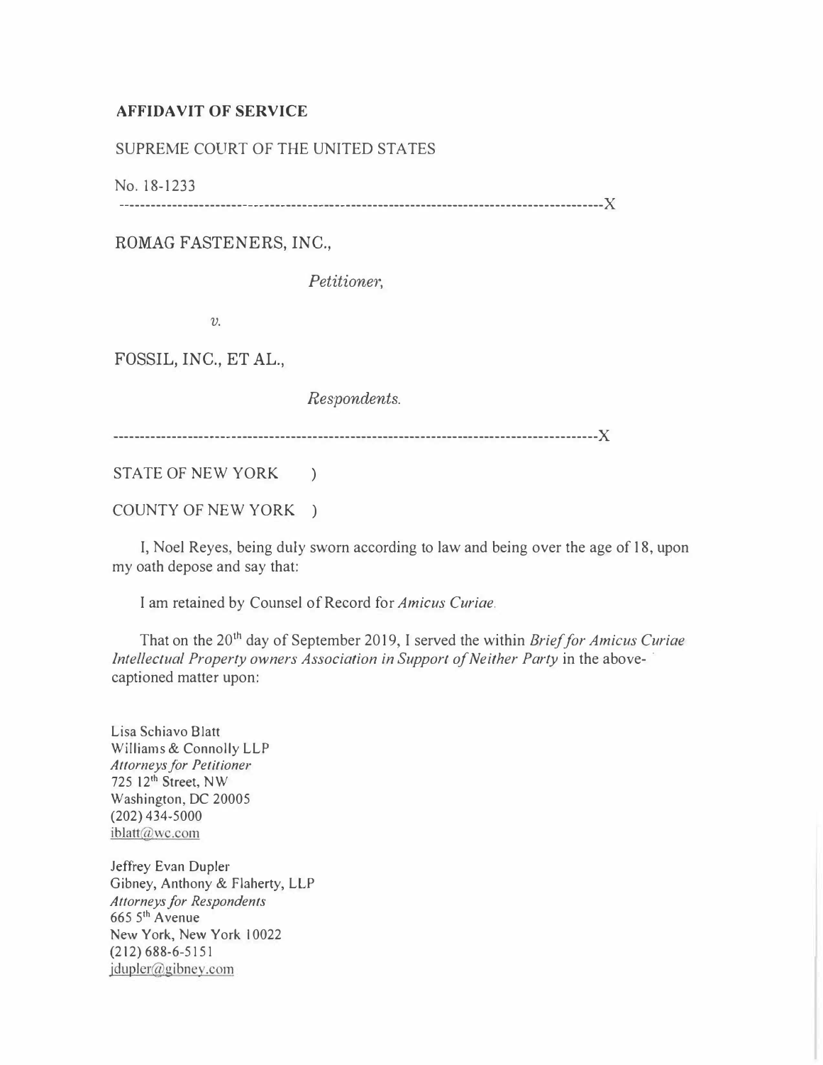**AFFIDAVIT OF SERVICE**

SUPREME COURT OF THE UNITED STATES

No. 18-1233

------------------------------------------------------------------------------------------X

ROMAG FASTENERS, INC.,

*Petitioner,*

*v.*

FOSSIL, INC., ET AL.,

*Respondents.*

------------------------------------------------------------------------------------------X

STATE OF NEW YORK )

COUNTY OF NEW YORK )

I, Noel Reyes, being duly sworn according to law and being over the age of 18, upon my oath depose and say that:

I am retained by Counsel of Record for *Amicus Curiae.*

That on the 20th day of September 2019, I served the within *Brief for Amicus Curiae Intellectual Property owners Association in Support of Neither Party* in the above-captioned matter upon:

Lisa Schiavo Blatt
Williams & Connolly LLP
*Attorneys for Petitioner*
725 12th Street, NW
Washington, DC 20005
(202) 434-5000
iblatt@wc.com

Jeffrey Evan Dupler
Gibney, Anthony & Flaherty, LLP
*Attorneys for Respondents*
665 5th Avenue
New York, New York 10022
(212) 688-6-5151
jdupler@gibney.com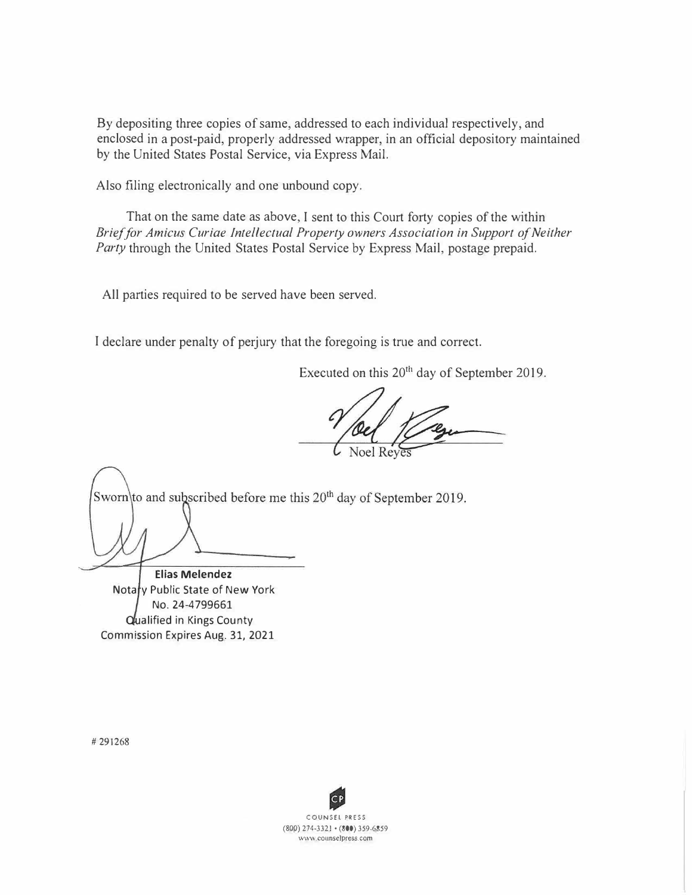By depositing three copies of same, addressed to each individual respectively, and enclosed in a post-paid, properly addressed wrapper, in an official depository maintained by the United States Postal Service, via Express Mail.

Also filing electronically and one unbound copy.

That on the same date as above, I sent to this Court forty copies of the within *Brief for Amicus Curiae Intellectual Property owners Association in Support of Neither Party* through the United States Postal Service by Express Mail, postage prepaid.

All parties required to be served have been served.

I declare under penalty of perjury that the foregoing is true and correct.

Executed on this 20th day of September 2019.

Noel Reyes

Sworn to and subscribed before me this 20th day of September 2019.

**Elias Melendez**
Notary Public State of New York
No. 24-4799661
Qualified in Kings County
Commission Expires Aug. 31, 2021

# 291268

COUNSEL PRESS
(800) 274-3321 • (800) 359-6859
www.counselpress.com